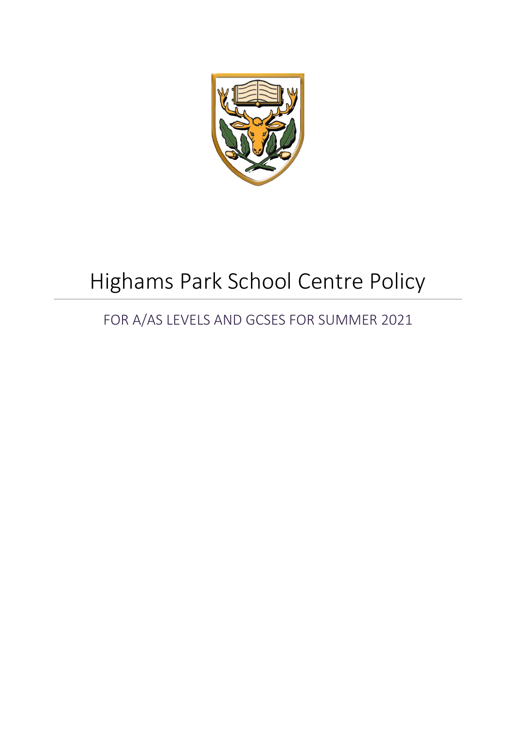# Highams Park School Centre Policy

## FOR A/AS LEVELS AND GCSES FOR SUMMER 2021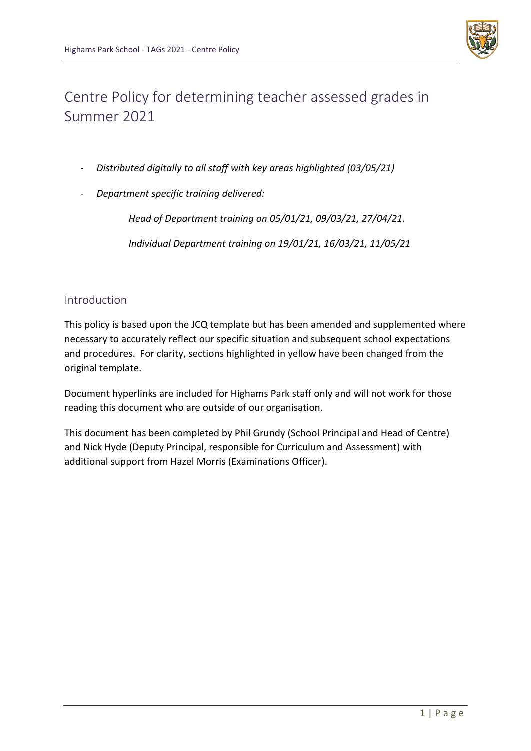# Centre Policy for determining teacher assessed grades in Summer 2021

- *Distributed digitally to all staff with key areas highlighted (03/05/21)*
- *Department specific training delivered:*

  *Head of Department training on 05/01/21, 09/03/21, 27/04/21.*

  *Individual Department training on 19/01/21, 16/03/21, 11/05/21*

## Introduction

This policy is based upon the JCQ template but has been amended and supplemented where necessary to accurately reflect our specific situation and subsequent school expectations and procedures. For clarity, sections highlighted in yellow have been changed from the original template.

Document hyperlinks are included for Highams Park staff only and will not work for those reading this document who are outside of our organisation.

This document has been completed by Phil Grundy (School Principal and Head of Centre) and Nick Hyde (Deputy Principal, responsible for Curriculum and Assessment) with additional support from Hazel Morris (Examinations Officer).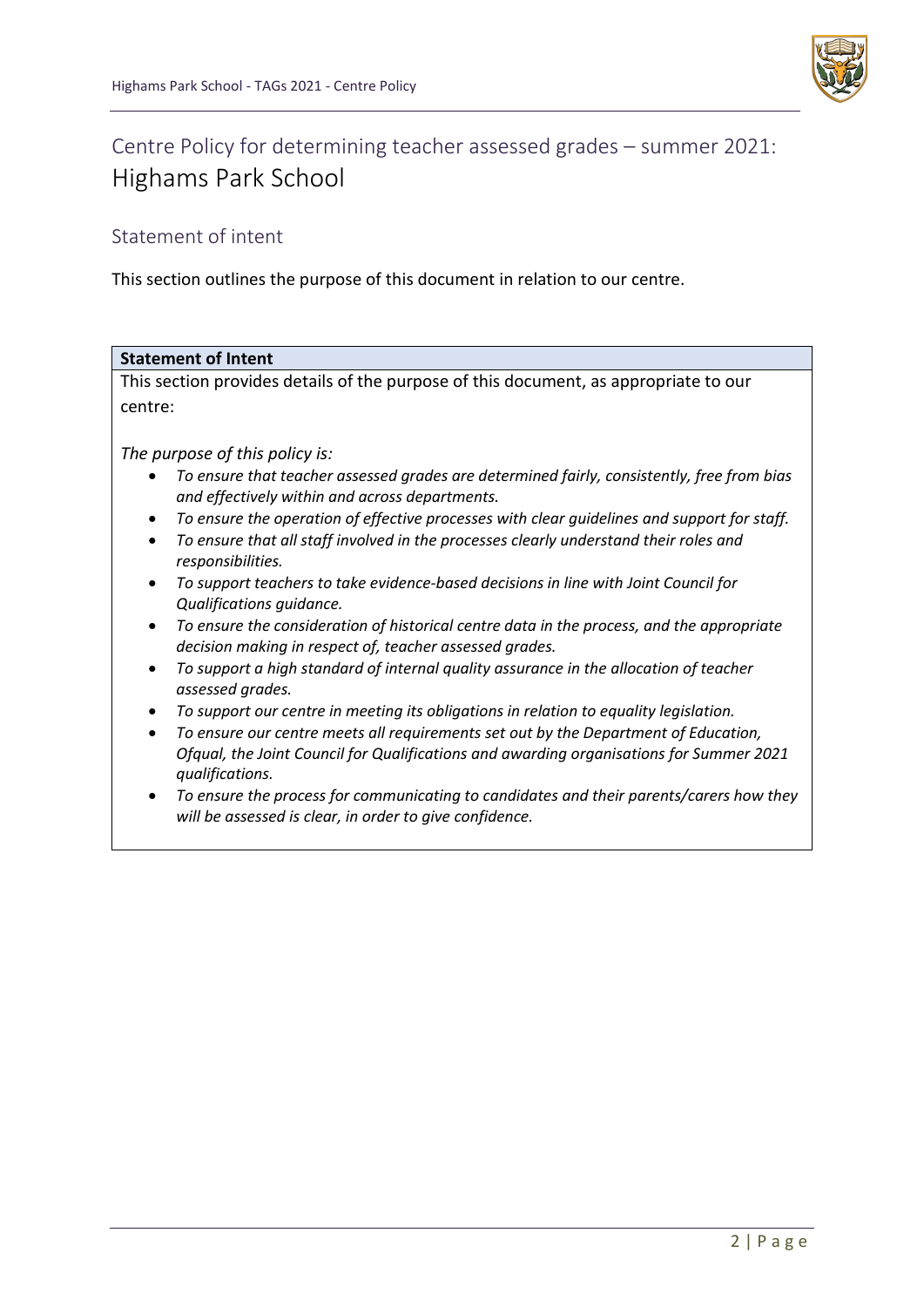# Centre Policy for determining teacher assessed grades – summer 2021: Highams Park School

## Statement of intent

This section outlines the purpose of this document in relation to our centre.

| **Statement of Intent** |
| --- |
| This section provides details of the purpose of this document, as appropriate to our centre:<br><br>*The purpose of this policy is:*<br>• *To ensure that teacher assessed grades are determined fairly, consistently, free from bias and effectively within and across departments.*<br>• *To ensure the operation of effective processes with clear guidelines and support for staff.*<br>• *To ensure that all staff involved in the processes clearly understand their roles and responsibilities.*<br>• *To support teachers to take evidence-based decisions in line with Joint Council for Qualifications guidance.*<br>• *To ensure the consideration of historical centre data in the process, and the appropriate decision making in respect of, teacher assessed grades.*<br>• *To support a high standard of internal quality assurance in the allocation of teacher assessed grades.*<br>• *To support our centre in meeting its obligations in relation to equality legislation.*<br>• *To ensure our centre meets all requirements set out by the Department of Education, Ofqual, the Joint Council for Qualifications and awarding organisations for Summer 2021 qualifications.*<br>• *To ensure the process for communicating to candidates and their parents/carers how they will be assessed is clear, in order to give confidence.* |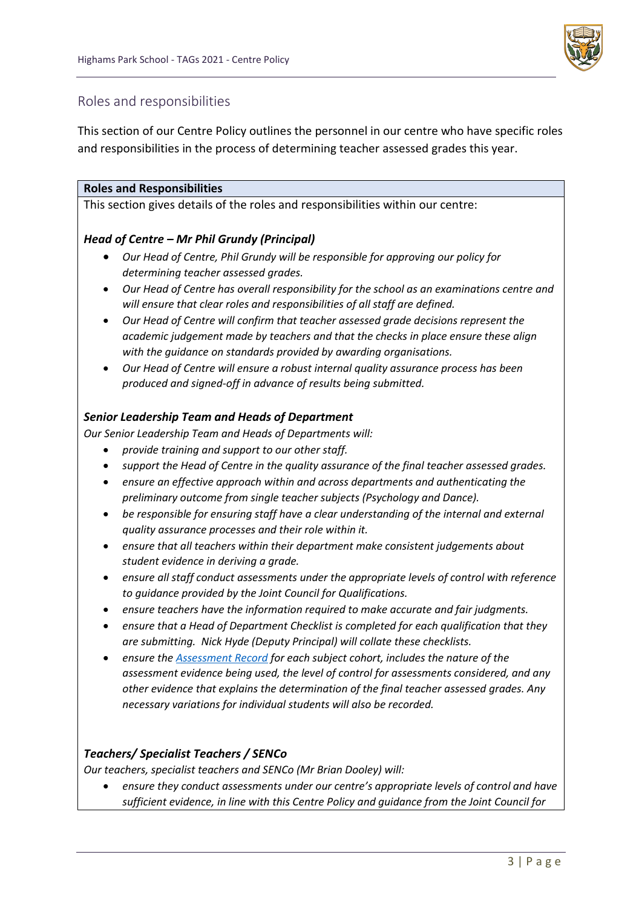## Roles and responsibilities

This section of our Centre Policy outlines the personnel in our centre who have specific roles and responsibilities in the process of determining teacher assessed grades this year.

**Roles and Responsibilities**

This section gives details of the roles and responsibilities within our centre:

***Head of Centre – Mr Phil Grundy (Principal)***

- *Our Head of Centre, Phil Grundy will be responsible for approving our policy for determining teacher assessed grades.*
- *Our Head of Centre has overall responsibility for the school as an examinations centre and will ensure that clear roles and responsibilities of all staff are defined.*
- *Our Head of Centre will confirm that teacher assessed grade decisions represent the academic judgement made by teachers and that the checks in place ensure these align with the guidance on standards provided by awarding organisations.*
- *Our Head of Centre will ensure a robust internal quality assurance process has been produced and signed-off in advance of results being submitted.*

***Senior Leadership Team and Heads of Department***

*Our Senior Leadership Team and Heads of Departments will:*

- *provide training and support to our other staff.*
- *support the Head of Centre in the quality assurance of the final teacher assessed grades.*
- *ensure an effective approach within and across departments and authenticating the preliminary outcome from single teacher subjects (Psychology and Dance).*
- *be responsible for ensuring staff have a clear understanding of the internal and external quality assurance processes and their role within it.*
- *ensure that all teachers within their department make consistent judgements about student evidence in deriving a grade.*
- *ensure all staff conduct assessments under the appropriate levels of control with reference to guidance provided by the Joint Council for Qualifications.*
- *ensure teachers have the information required to make accurate and fair judgments.*
- *ensure that a Head of Department Checklist is completed for each qualification that they are submitting. Nick Hyde (Deputy Principal) will collate these checklists.*
- *ensure the [Assessment Record]() for each subject cohort, includes the nature of the assessment evidence being used, the level of control for assessments considered, and any other evidence that explains the determination of the final teacher assessed grades. Any necessary variations for individual students will also be recorded.*

***Teachers/ Specialist Teachers / SENCo***

*Our teachers, specialist teachers and SENCo (Mr Brian Dooley) will:*

- *ensure they conduct assessments under our centre's appropriate levels of control and have sufficient evidence, in line with this Centre Policy and guidance from the Joint Council for*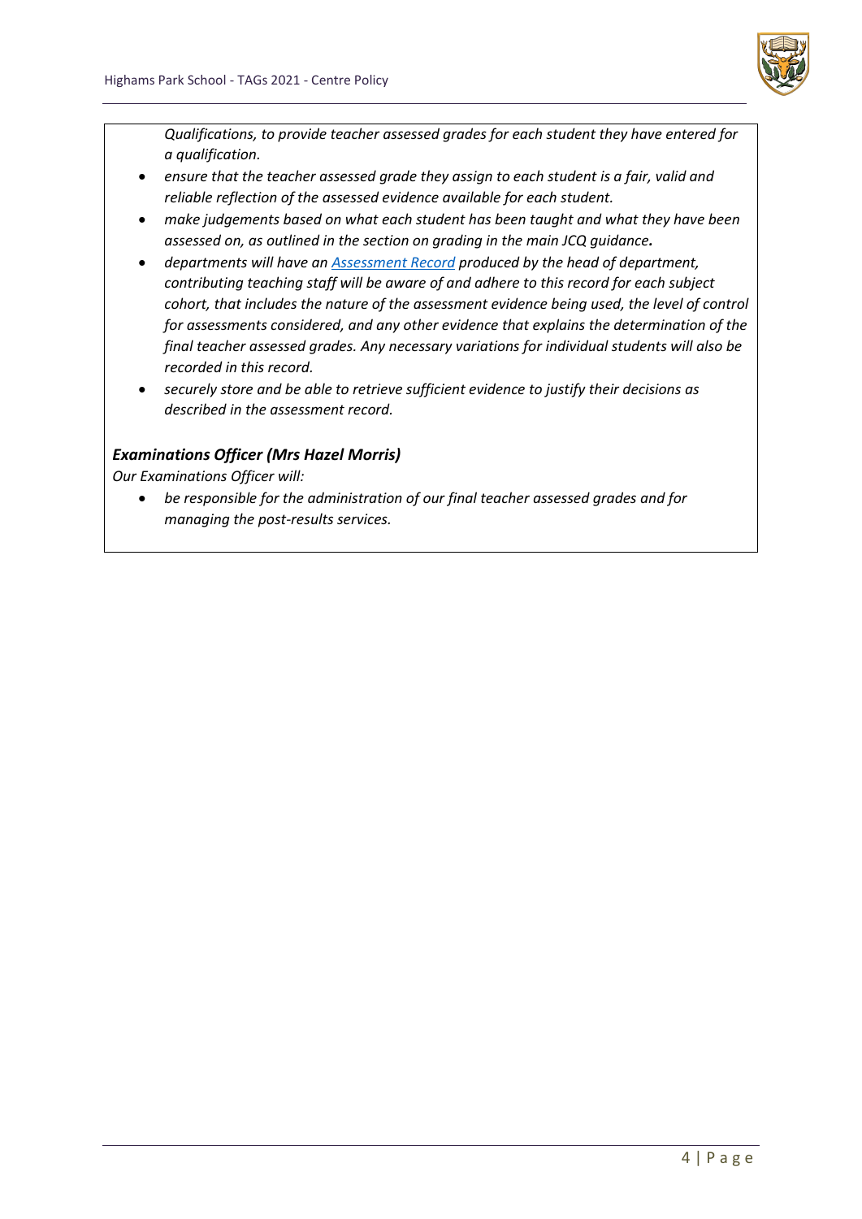*Qualifications, to provide teacher assessed grades for each student they have entered for a qualification.*

- *ensure that the teacher assessed grade they assign to each student is a fair, valid and reliable reflection of the assessed evidence available for each student.*
- *make judgements based on what each student has been taught and what they have been assessed on, as outlined in the section on grading in the main JCQ guidance.*
- *departments will have an [Assessment Record](#) produced by the head of department, contributing teaching staff will be aware of and adhere to this record for each subject cohort, that includes the nature of the assessment evidence being used, the level of control for assessments considered, and any other evidence that explains the determination of the final teacher assessed grades. Any necessary variations for individual students will also be recorded in this record.*
- *securely store and be able to retrieve sufficient evidence to justify their decisions as described in the assessment record.*

***Examinations Officer (Mrs Hazel Morris)***

*Our Examinations Officer will:*

- *be responsible for the administration of our final teacher assessed grades and for managing the post-results services.*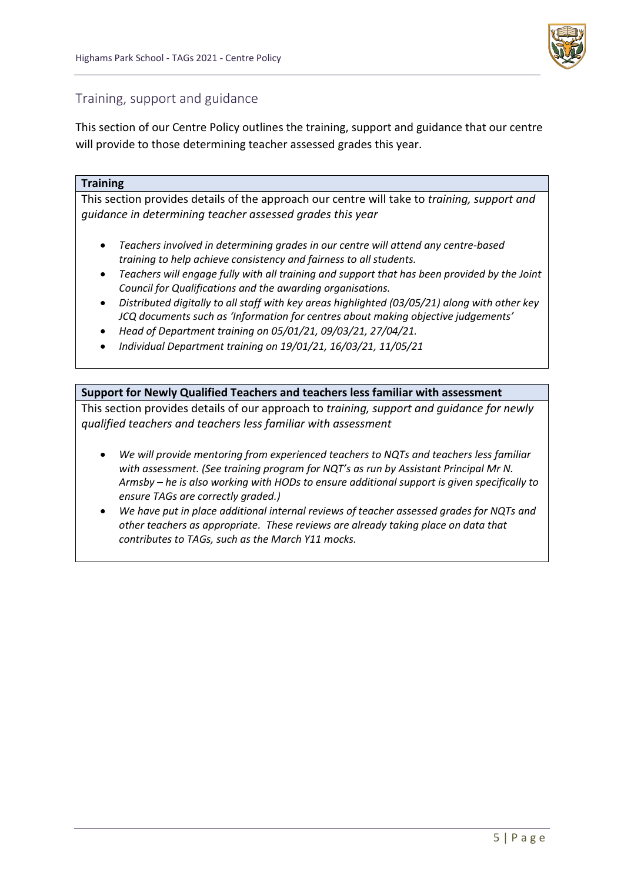## Training, support and guidance

This section of our Centre Policy outlines the training, support and guidance that our centre will provide to those determining teacher assessed grades this year.

### Training

This section provides details of the approach our centre will take to *training, support and guidance in determining teacher assessed grades this year*

- *Teachers involved in determining grades in our centre will attend any centre-based training to help achieve consistency and fairness to all students.*
- *Teachers will engage fully with all training and support that has been provided by the Joint Council for Qualifications and the awarding organisations.*
- *Distributed digitally to all staff with key areas highlighted (03/05/21) along with other key JCQ documents such as 'Information for centres about making objective judgements'*
- *Head of Department training on 05/01/21, 09/03/21, 27/04/21.*
- *Individual Department training on 19/01/21, 16/03/21, 11/05/21*

### Support for Newly Qualified Teachers and teachers less familiar with assessment

This section provides details of our approach to *training, support and guidance for newly qualified teachers and teachers less familiar with assessment*

- *We will provide mentoring from experienced teachers to NQTs and teachers less familiar with assessment. (See training program for NQT's as run by Assistant Principal Mr N. Armsby – he is also working with HODs to ensure additional support is given specifically to ensure TAGs are correctly graded.)*
- *We have put in place additional internal reviews of teacher assessed grades for NQTs and other teachers as appropriate. These reviews are already taking place on data that contributes to TAGs, such as the March Y11 mocks.*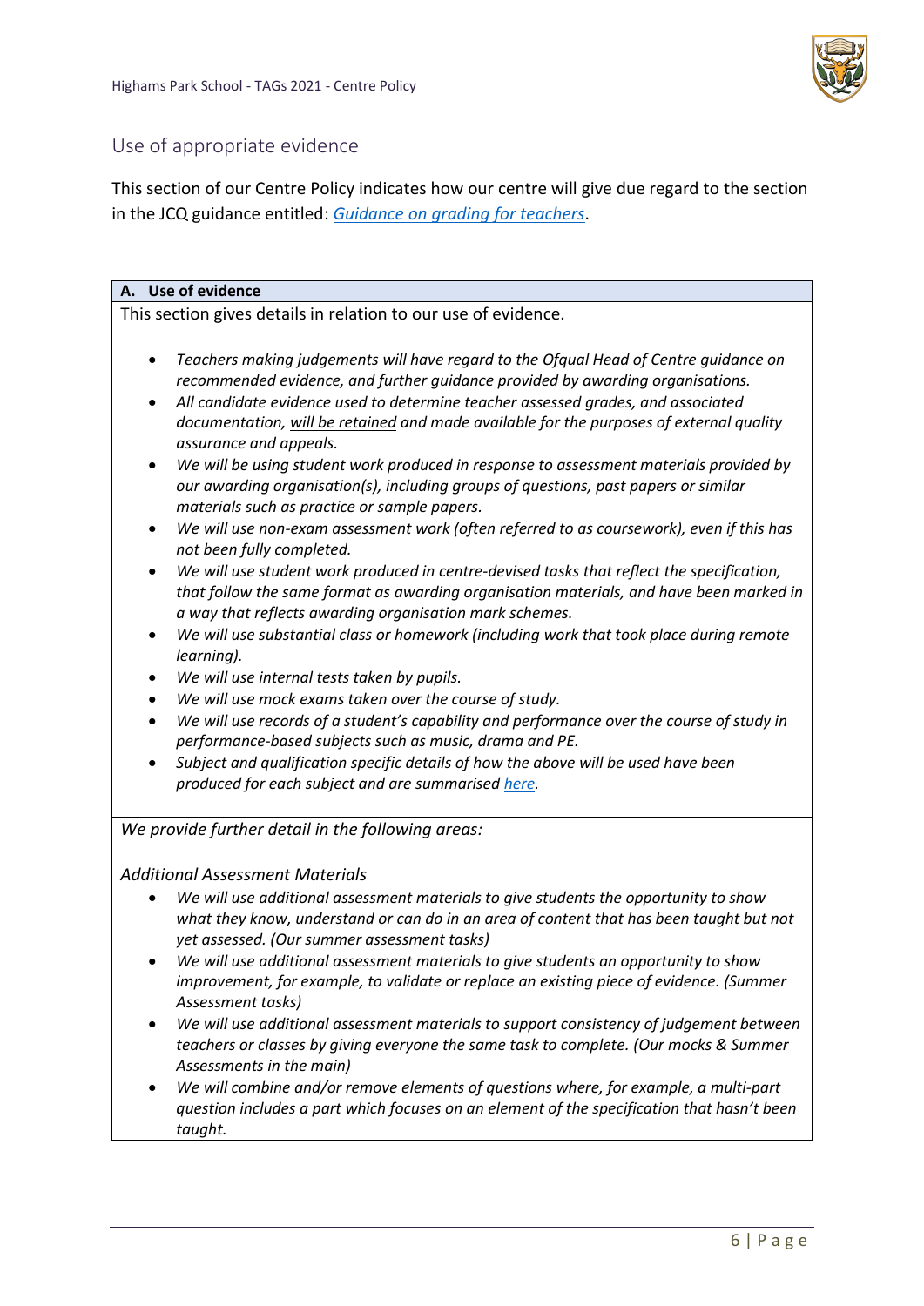## Use of appropriate evidence

This section of our Centre Policy indicates how our centre will give due regard to the section in the JCQ guidance entitled: *Guidance on grading for teachers*.

### A. Use of evidence

This section gives details in relation to our use of evidence.

- *Teachers making judgements will have regard to the Ofqual Head of Centre guidance on recommended evidence, and further guidance provided by awarding organisations.*
- *All candidate evidence used to determine teacher assessed grades, and associated documentation, will be retained and made available for the purposes of external quality assurance and appeals.*
- *We will be using student work produced in response to assessment materials provided by our awarding organisation(s), including groups of questions, past papers or similar materials such as practice or sample papers.*
- *We will use non-exam assessment work (often referred to as coursework), even if this has not been fully completed.*
- *We will use student work produced in centre-devised tasks that reflect the specification, that follow the same format as awarding organisation materials, and have been marked in a way that reflects awarding organisation mark schemes.*
- *We will use substantial class or homework (including work that took place during remote learning).*
- *We will use internal tests taken by pupils.*
- *We will use mock exams taken over the course of study.*
- *We will use records of a student's capability and performance over the course of study in performance-based subjects such as music, drama and PE.*
- *Subject and qualification specific details of how the above will be used have been produced for each subject and are summarised here.*

*We provide further detail in the following areas:*

*Additional Assessment Materials*

- *We will use additional assessment materials to give students the opportunity to show what they know, understand or can do in an area of content that has been taught but not yet assessed. (Our summer assessment tasks)*
- *We will use additional assessment materials to give students an opportunity to show improvement, for example, to validate or replace an existing piece of evidence. (Summer Assessment tasks)*
- *We will use additional assessment materials to support consistency of judgement between teachers or classes by giving everyone the same task to complete. (Our mocks & Summer Assessments in the main)*
- *We will combine and/or remove elements of questions where, for example, a multi-part question includes a part which focuses on an element of the specification that hasn't been taught.*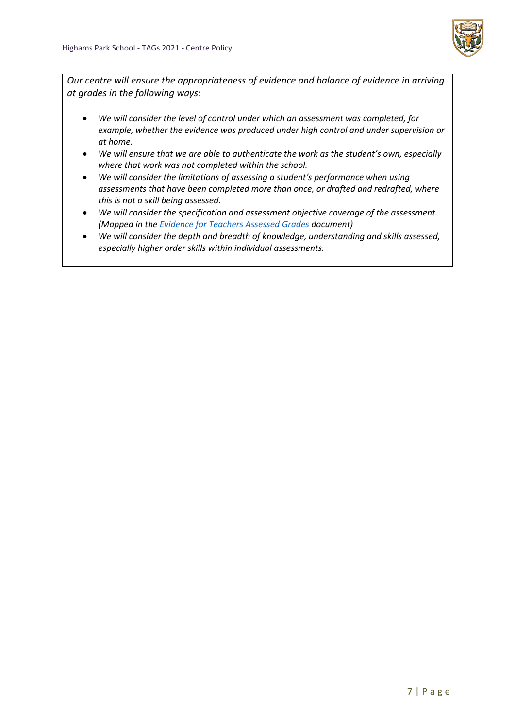*Our centre will ensure the appropriateness of evidence and balance of evidence in arriving at grades in the following ways:*

- *We will consider the level of control under which an assessment was completed, for example, whether the evidence was produced under high control and under supervision or at home.*
- *We will ensure that we are able to authenticate the work as the student's own, especially where that work was not completed within the school.*
- *We will consider the limitations of assessing a student's performance when using assessments that have been completed more than once, or drafted and redrafted, where this is not a skill being assessed.*
- *We will consider the specification and assessment objective coverage of the assessment. (Mapped in the Evidence for Teachers Assessed Grades document)*
- *We will consider the depth and breadth of knowledge, understanding and skills assessed, especially higher order skills within individual assessments.*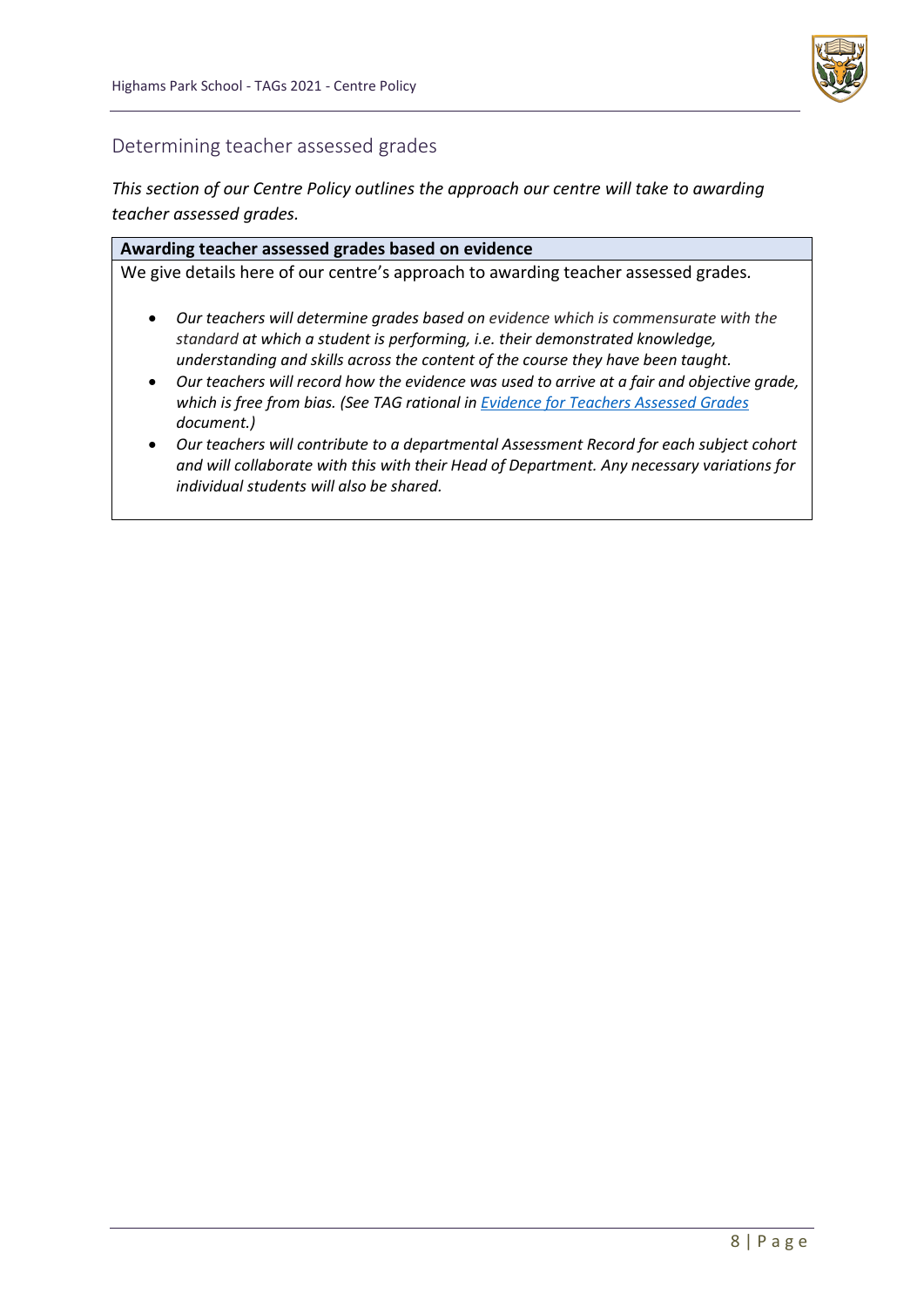## Determining teacher assessed grades

*This section of our Centre Policy outlines the approach our centre will take to awarding teacher assessed grades.*

**Awarding teacher assessed grades based on evidence**

We give details here of our centre's approach to awarding teacher assessed grades.

- *Our teachers will determine grades based on evidence which is commensurate with the standard at which a student is performing, i.e. their demonstrated knowledge, understanding and skills across the content of the course they have been taught.*
- *Our teachers will record how the evidence was used to arrive at a fair and objective grade, which is free from bias. (See TAG rational in Evidence for Teachers Assessed Grades document.)*
- *Our teachers will contribute to a departmental Assessment Record for each subject cohort and will collaborate with this with their Head of Department. Any necessary variations for individual students will also be shared.*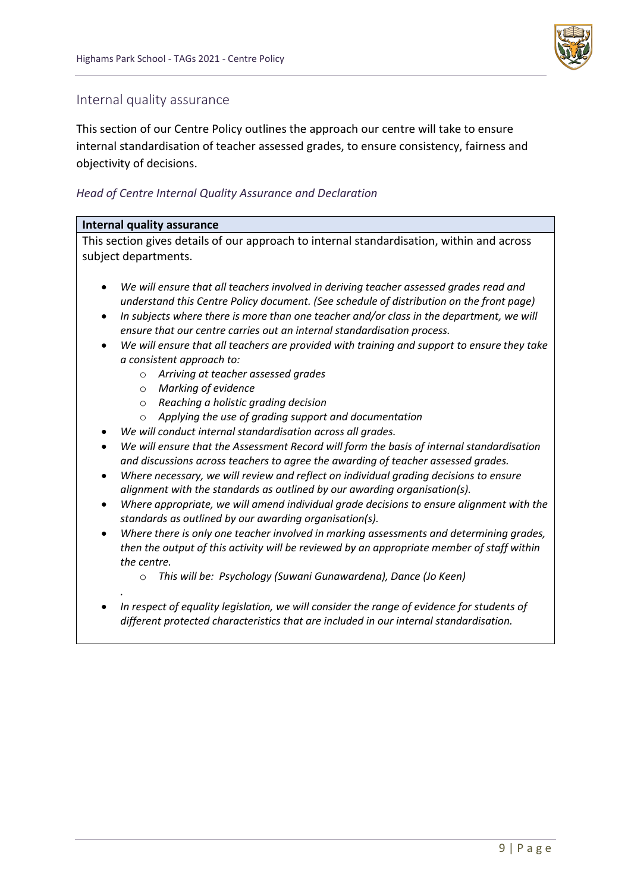## Internal quality assurance

This section of our Centre Policy outlines the approach our centre will take to ensure internal standardisation of teacher assessed grades, to ensure consistency, fairness and objectivity of decisions.

### *Head of Centre Internal Quality Assurance and Declaration*

**Internal quality assurance**

This section gives details of our approach to internal standardisation, within and across subject departments.

- *We will ensure that all teachers involved in deriving teacher assessed grades read and understand this Centre Policy document. (See schedule of distribution on the front page)*
- *In subjects where there is more than one teacher and/or class in the department, we will ensure that our centre carries out an internal standardisation process.*
- *We will ensure that all teachers are provided with training and support to ensure they take a consistent approach to:*
  - *Arriving at teacher assessed grades*
  - *Marking of evidence*
  - *Reaching a holistic grading decision*
  - *Applying the use of grading support and documentation*
- *We will conduct internal standardisation across all grades.*
- *We will ensure that the Assessment Record will form the basis of internal standardisation and discussions across teachers to agree the awarding of teacher assessed grades.*
- *Where necessary, we will review and reflect on individual grading decisions to ensure alignment with the standards as outlined by our awarding organisation(s).*
- *Where appropriate, we will amend individual grade decisions to ensure alignment with the standards as outlined by our awarding organisation(s).*
- *Where there is only one teacher involved in marking assessments and determining grades, then the output of this activity will be reviewed by an appropriate member of staff within the centre.*
  - *This will be: Psychology (Suwani Gunawardena), Dance (Jo Keen)*

  *.*
- *In respect of equality legislation, we will consider the range of evidence for students of different protected characteristics that are included in our internal standardisation.*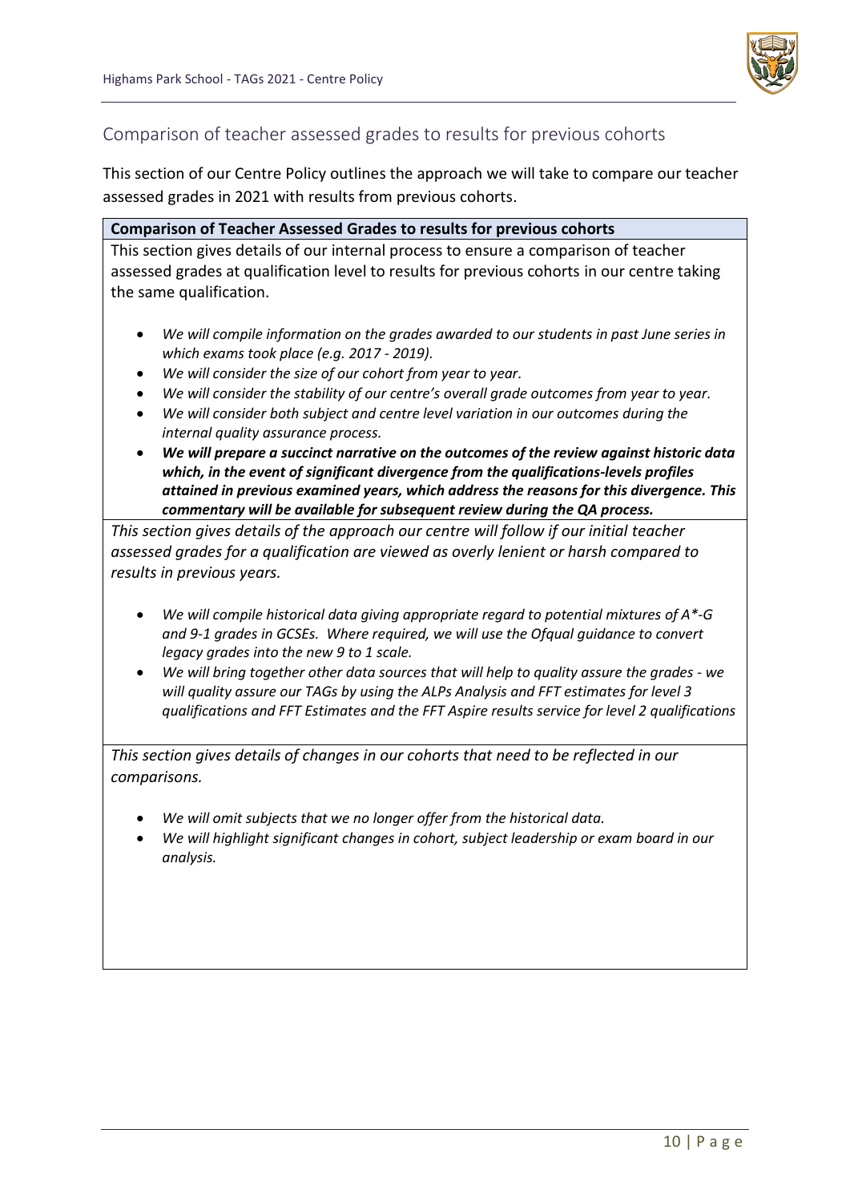## Comparison of teacher assessed grades to results for previous cohorts

This section of our Centre Policy outlines the approach we will take to compare our teacher assessed grades in 2021 with results from previous cohorts.

**Comparison of Teacher Assessed Grades to results for previous cohorts**

This section gives details of our internal process to ensure a comparison of teacher assessed grades at qualification level to results for previous cohorts in our centre taking the same qualification.

- *We will compile information on the grades awarded to our students in past June series in which exams took place (e.g. 2017 - 2019).*
- *We will consider the size of our cohort from year to year.*
- *We will consider the stability of our centre's overall grade outcomes from year to year.*
- *We will consider both subject and centre level variation in our outcomes during the internal quality assurance process.*
- ***We will prepare a succinct narrative on the outcomes of the review against historic data which, in the event of significant divergence from the qualifications-levels profiles attained in previous examined years, which address the reasons for this divergence. This commentary will be available for subsequent review during the QA process.***

*This section gives details of the approach our centre will follow if our initial teacher assessed grades for a qualification are viewed as overly lenient or harsh compared to results in previous years.*

- *We will compile historical data giving appropriate regard to potential mixtures of A*-G and 9-1 grades in GCSEs. Where required, we will use the Ofqual guidance to convert legacy grades into the new 9 to 1 scale.*
- *We will bring together other data sources that will help to quality assure the grades - we will quality assure our TAGs by using the ALPs Analysis and FFT estimates for level 3 qualifications and FFT Estimates and the FFT Aspire results service for level 2 qualifications*

*This section gives details of changes in our cohorts that need to be reflected in our comparisons.*

- *We will omit subjects that we no longer offer from the historical data.*
- *We will highlight significant changes in cohort, subject leadership or exam board in our analysis.*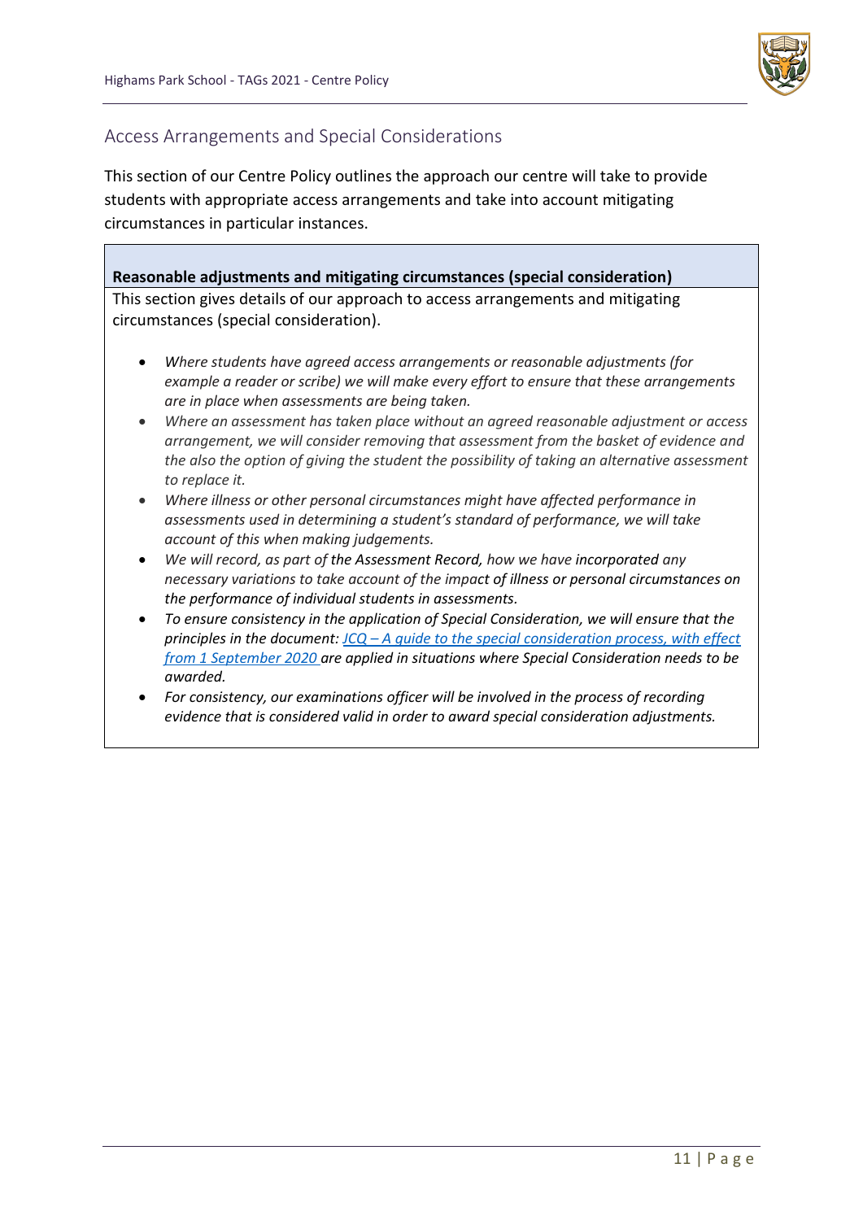## Access Arrangements and Special Considerations

This section of our Centre Policy outlines the approach our centre will take to provide students with appropriate access arrangements and take into account mitigating circumstances in particular instances.

**Reasonable adjustments and mitigating circumstances (special consideration)**

This section gives details of our approach to access arrangements and mitigating circumstances (special consideration).

- *Where students have agreed access arrangements or reasonable adjustments (for example a reader or scribe) we will make every effort to ensure that these arrangements are in place when assessments are being taken.*
- *Where an assessment has taken place without an agreed reasonable adjustment or access arrangement, we will consider removing that assessment from the basket of evidence and the also the option of giving the student the possibility of taking an alternative assessment to replace it.*
- *Where illness or other personal circumstances might have affected performance in assessments used in determining a student's standard of performance, we will take account of this when making judgements.*
- *We will record, as part of the Assessment Record, how we have incorporated any necessary variations to take account of the impact of illness or personal circumstances on the performance of individual students in assessments.*
- *To ensure consistency in the application of Special Consideration, we will ensure that the principles in the document: [JCQ – A guide to the special consideration process, with effect from 1 September 2020]() are applied in situations where Special Consideration needs to be awarded.*
- *For consistency, our examinations officer will be involved in the process of recording evidence that is considered valid in order to award special consideration adjustments.*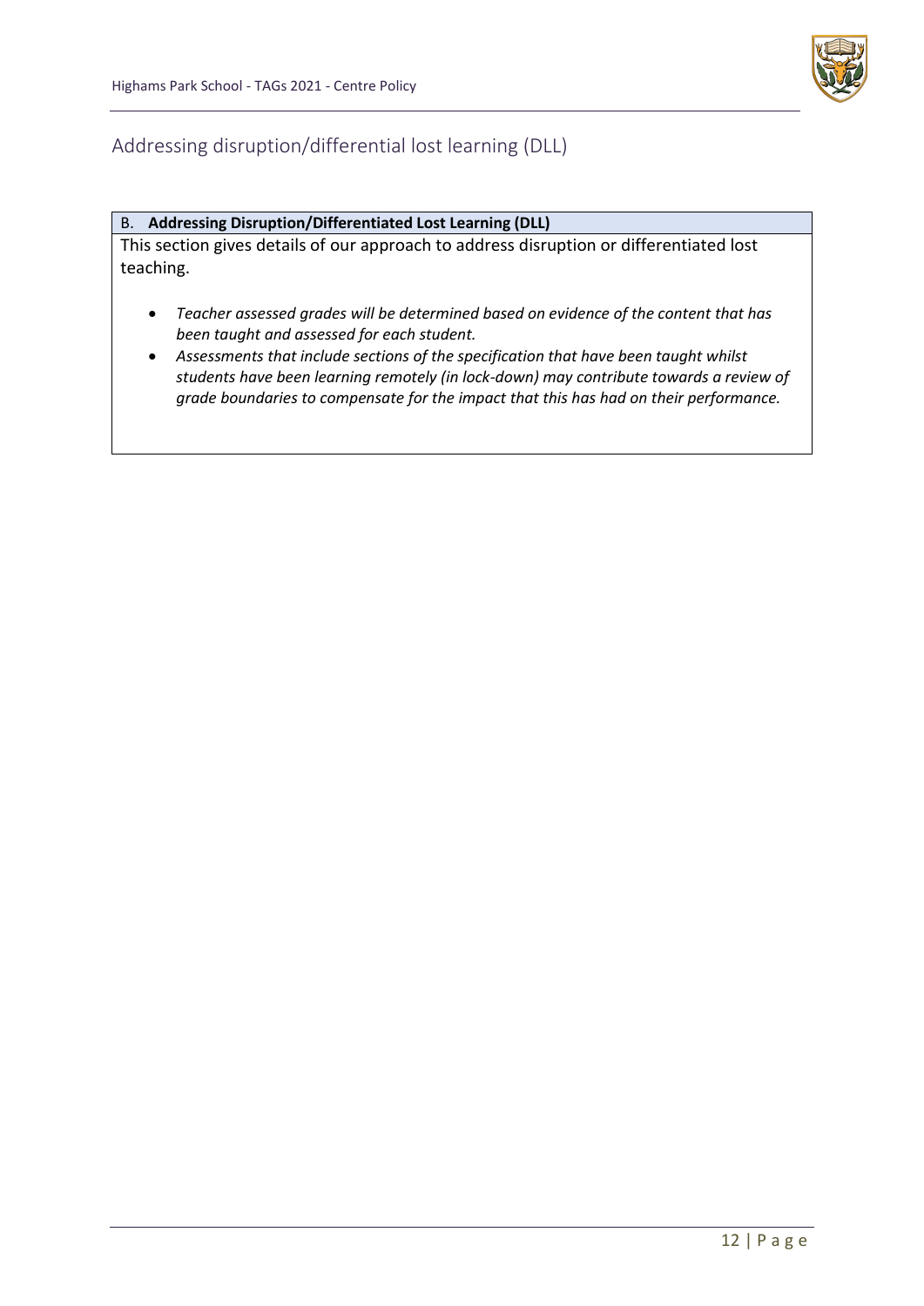## Addressing disruption/differential lost learning (DLL)

**B. Addressing Disruption/Differentiated Lost Learning (DLL)**

This section gives details of our approach to address disruption or differentiated lost teaching.

- *Teacher assessed grades will be determined based on evidence of the content that has been taught and assessed for each student.*
- *Assessments that include sections of the specification that have been taught whilst students have been learning remotely (in lock-down) may contribute towards a review of grade boundaries to compensate for the impact that this has had on their performance.*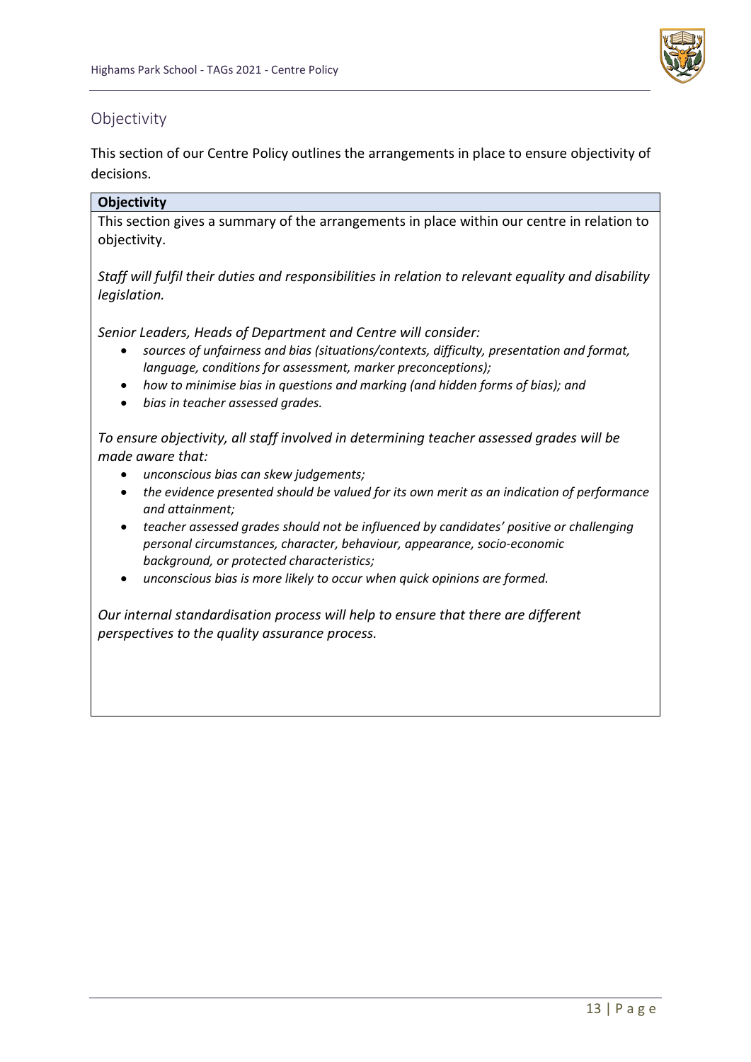## Objectivity

This section of our Centre Policy outlines the arrangements in place to ensure objectivity of decisions.

**Objectivity**

This section gives a summary of the arrangements in place within our centre in relation to objectivity.

*Staff will fulfil their duties and responsibilities in relation to relevant equality and disability legislation.*

*Senior Leaders, Heads of Department and Centre will consider:*

- *sources of unfairness and bias (situations/contexts, difficulty, presentation and format, language, conditions for assessment, marker preconceptions);*
- *how to minimise bias in questions and marking (and hidden forms of bias); and*
- *bias in teacher assessed grades.*

*To ensure objectivity, all staff involved in determining teacher assessed grades will be made aware that:*

- *unconscious bias can skew judgements;*
- *the evidence presented should be valued for its own merit as an indication of performance and attainment;*
- *teacher assessed grades should not be influenced by candidates' positive or challenging personal circumstances, character, behaviour, appearance, socio-economic background, or protected characteristics;*
- *unconscious bias is more likely to occur when quick opinions are formed.*

*Our internal standardisation process will help to ensure that there are different perspectives to the quality assurance process.*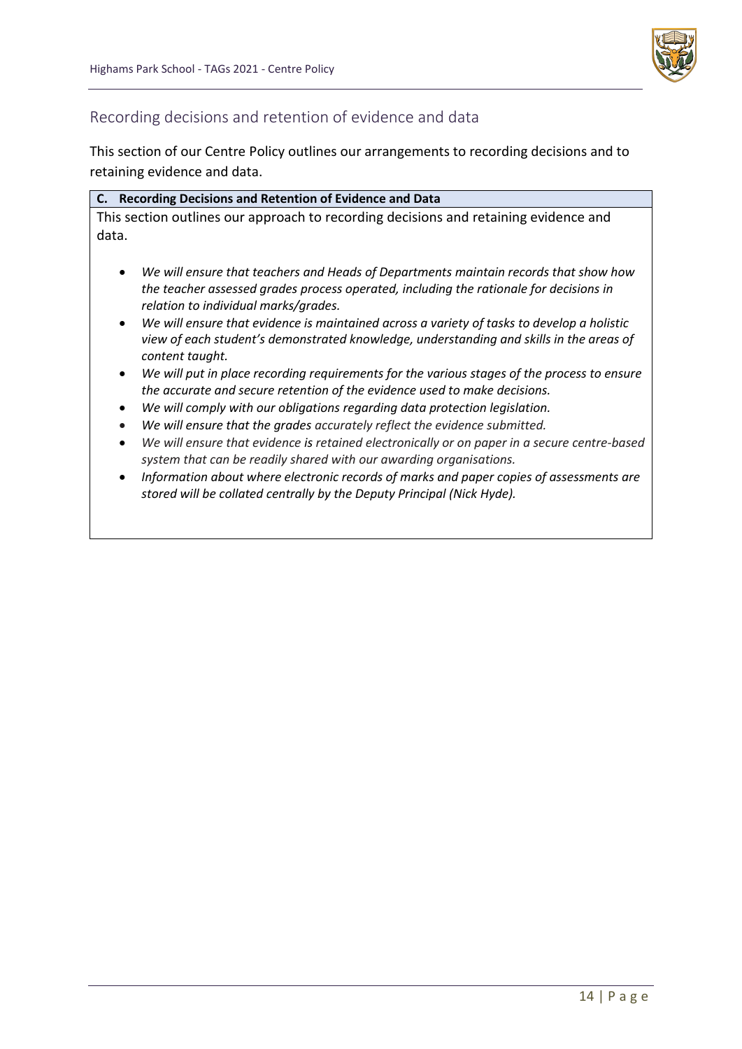## Recording decisions and retention of evidence and data

This section of our Centre Policy outlines our arrangements to recording decisions and to retaining evidence and data.

**C. Recording Decisions and Retention of Evidence and Data**

This section outlines our approach to recording decisions and retaining evidence and data.

- *We will ensure that teachers and Heads of Departments maintain records that show how the teacher assessed grades process operated, including the rationale for decisions in relation to individual marks/grades.*
- *We will ensure that evidence is maintained across a variety of tasks to develop a holistic view of each student's demonstrated knowledge, understanding and skills in the areas of content taught.*
- *We will put in place recording requirements for the various stages of the process to ensure the accurate and secure retention of the evidence used to make decisions.*
- *We will comply with our obligations regarding data protection legislation.*
- *We will ensure that the grades accurately reflect the evidence submitted.*
- *We will ensure that evidence is retained electronically or on paper in a secure centre-based system that can be readily shared with our awarding organisations.*
- *Information about where electronic records of marks and paper copies of assessments are stored will be collated centrally by the Deputy Principal (Nick Hyde).*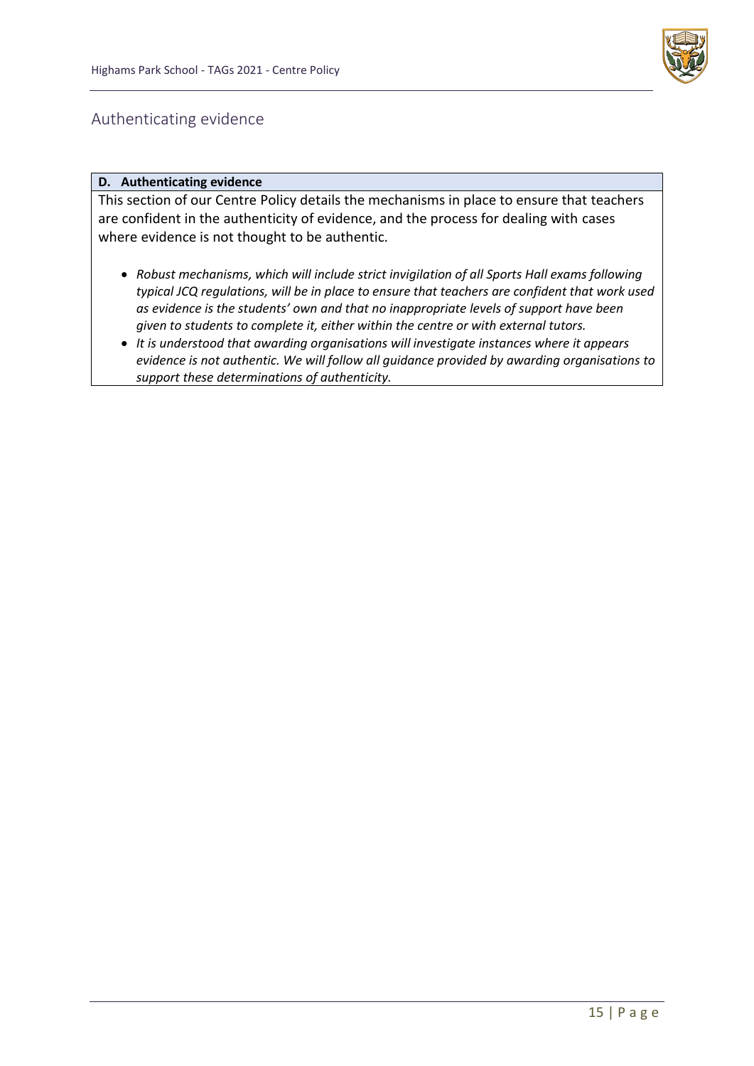## Authenticating evidence

**D. Authenticating evidence**

This section of our Centre Policy details the mechanisms in place to ensure that teachers are confident in the authenticity of evidence, and the process for dealing with cases where evidence is not thought to be authentic.

- *Robust mechanisms, which will include strict invigilation of all Sports Hall exams following typical JCQ regulations, will be in place to ensure that teachers are confident that work used as evidence is the students' own and that no inappropriate levels of support have been given to students to complete it, either within the centre or with external tutors.*
- *It is understood that awarding organisations will investigate instances where it appears evidence is not authentic. We will follow all guidance provided by awarding organisations to support these determinations of authenticity.*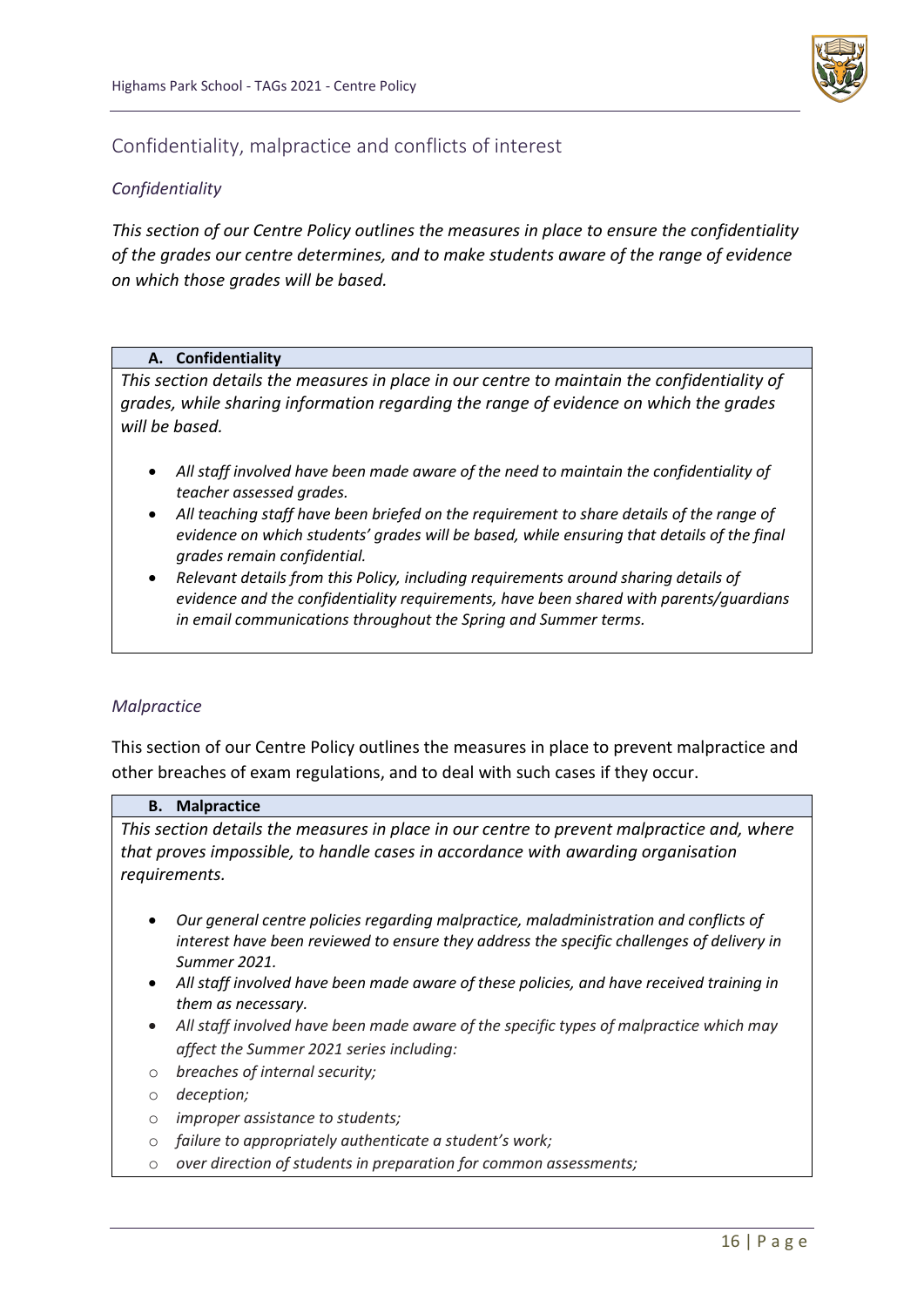## Confidentiality, malpractice and conflicts of interest

### *Confidentiality*

*This section of our Centre Policy outlines the measures in place to ensure the confidentiality of the grades our centre determines, and to make students aware of the range of evidence on which those grades will be based.*

| **A. Confidentiality** |
|---|
| *This section details the measures in place in our centre to maintain the confidentiality of grades, while sharing information regarding the range of evidence on which the grades will be based.*<br><br>• *All staff involved have been made aware of the need to maintain the confidentiality of teacher assessed grades.*<br>• *All teaching staff have been briefed on the requirement to share details of the range of evidence on which students' grades will be based, while ensuring that details of the final grades remain confidential.*<br>• *Relevant details from this Policy, including requirements around sharing details of evidence and the confidentiality requirements, have been shared with parents/guardians in email communications throughout the Spring and Summer terms.* |

### *Malpractice*

This section of our Centre Policy outlines the measures in place to prevent malpractice and other breaches of exam regulations, and to deal with such cases if they occur.

| **B. Malpractice** |
|---|
| *This section details the measures in place in our centre to prevent malpractice and, where that proves impossible, to handle cases in accordance with awarding organisation requirements.*<br><br>• *Our general centre policies regarding malpractice, maladministration and conflicts of interest have been reviewed to ensure they address the specific challenges of delivery in Summer 2021.*<br>• *All staff involved have been made aware of these policies, and have received training in them as necessary.*<br>• *All staff involved have been made aware of the specific types of malpractice which may affect the Summer 2021 series including:*<br>○ *breaches of internal security;*<br>○ *deception;*<br>○ *improper assistance to students;*<br>○ *failure to appropriately authenticate a student's work;*<br>○ *over direction of students in preparation for common assessments;* |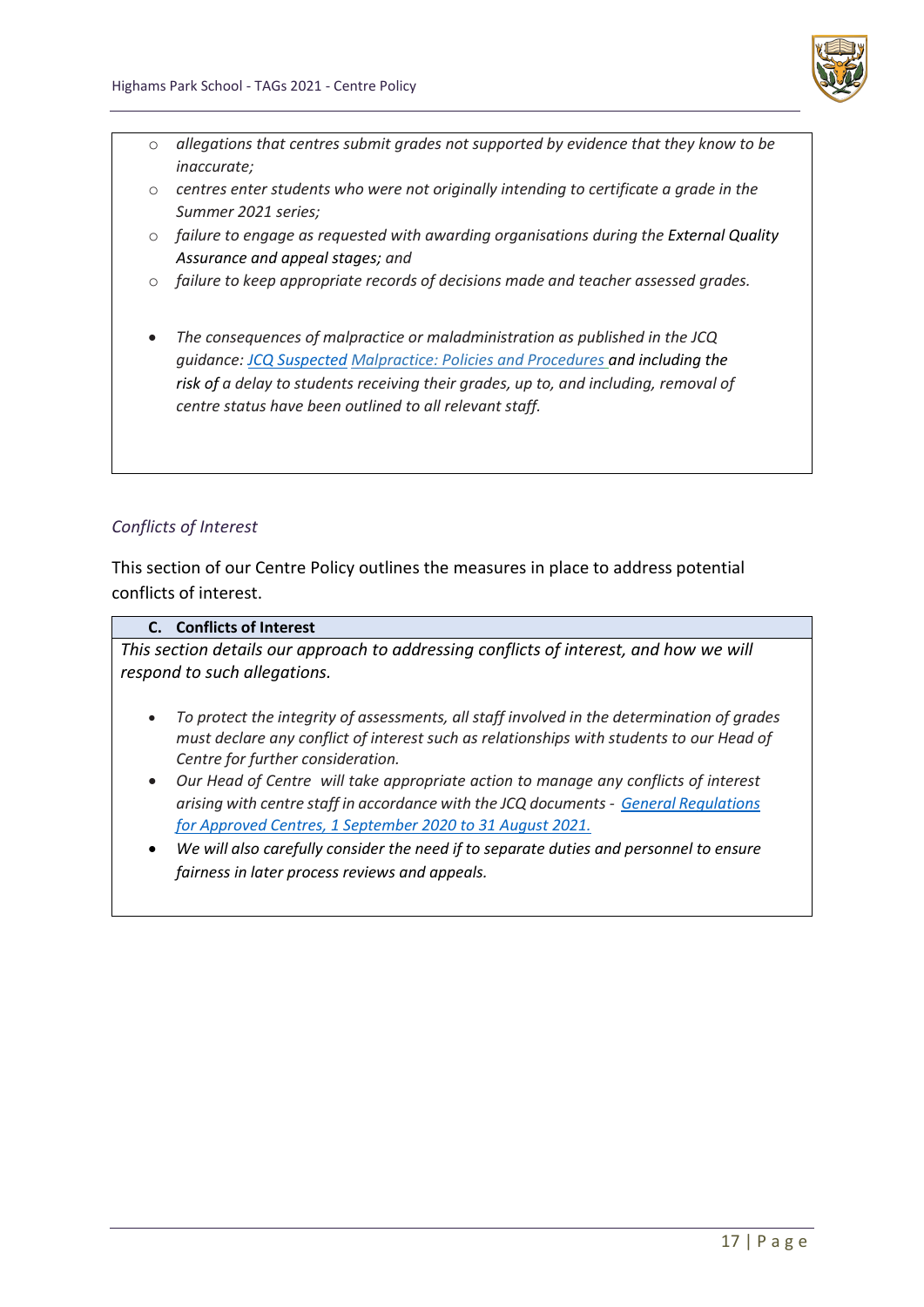- *allegations that centres submit grades not supported by evidence that they know to be inaccurate;*
- *centres enter students who were not originally intending to certificate a grade in the Summer 2021 series;*
- *failure to engage as requested with awarding organisations during the External Quality Assurance and appeal stages; and*
- *failure to keep appropriate records of decisions made and teacher assessed grades.*

- *The consequences of malpractice or maladministration as published in the JCQ guidance: JCQ Suspected Malpractice: Policies and Procedures and including the risk of a delay to students receiving their grades, up to, and including, removal of centre status have been outlined to all relevant staff.*

### *Conflicts of Interest*

This section of our Centre Policy outlines the measures in place to address potential conflicts of interest.

**C. Conflicts of Interest**

*This section details our approach to addressing conflicts of interest, and how we will respond to such allegations.*

- *To protect the integrity of assessments, all staff involved in the determination of grades must declare any conflict of interest such as relationships with students to our Head of Centre for further consideration.*
- *Our Head of Centre will take appropriate action to manage any conflicts of interest arising with centre staff in accordance with the JCQ documents - General Regulations for Approved Centres, 1 September 2020 to 31 August 2021.*
- *We will also carefully consider the need if to separate duties and personnel to ensure fairness in later process reviews and appeals.*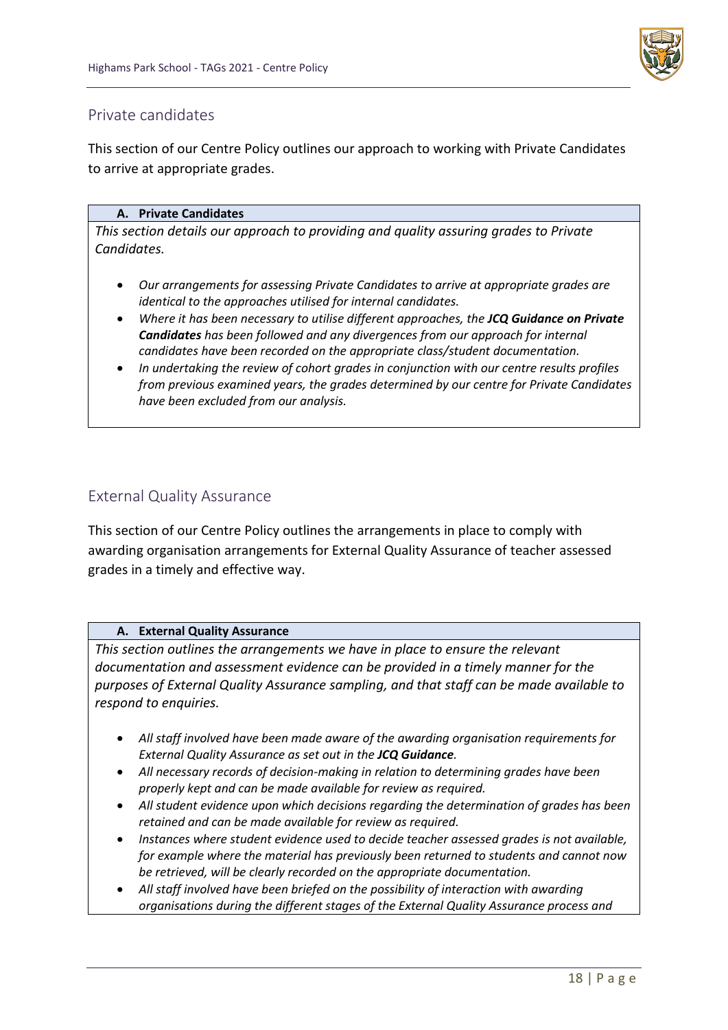## Private candidates

This section of our Centre Policy outlines our approach to working with Private Candidates to arrive at appropriate grades.

### A. Private Candidates

*This section details our approach to providing and quality assuring grades to Private Candidates.*

- *Our arrangements for assessing Private Candidates to arrive at appropriate grades are identical to the approaches utilised for internal candidates.*
- *Where it has been necessary to utilise different approaches, the **JCQ Guidance on Private Candidates** has been followed and any divergences from our approach for internal candidates have been recorded on the appropriate class/student documentation.*
- *In undertaking the review of cohort grades in conjunction with our centre results profiles from previous examined years, the grades determined by our centre for Private Candidates have been excluded from our analysis.*

## External Quality Assurance

This section of our Centre Policy outlines the arrangements in place to comply with awarding organisation arrangements for External Quality Assurance of teacher assessed grades in a timely and effective way.

### A. External Quality Assurance

*This section outlines the arrangements we have in place to ensure the relevant documentation and assessment evidence can be provided in a timely manner for the purposes of External Quality Assurance sampling, and that staff can be made available to respond to enquiries.*

- *All staff involved have been made aware of the awarding organisation requirements for External Quality Assurance as set out in the **JCQ Guidance**.*
- *All necessary records of decision-making in relation to determining grades have been properly kept and can be made available for review as required.*
- *All student evidence upon which decisions regarding the determination of grades has been retained and can be made available for review as required.*
- *Instances where student evidence used to decide teacher assessed grades is not available, for example where the material has previously been returned to students and cannot now be retrieved, will be clearly recorded on the appropriate documentation.*
- *All staff involved have been briefed on the possibility of interaction with awarding organisations during the different stages of the External Quality Assurance process and*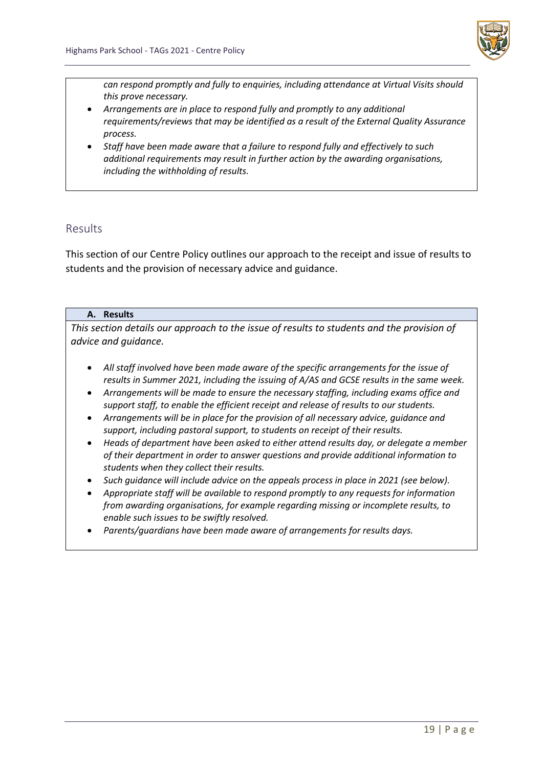*can respond promptly and fully to enquiries, including attendance at Virtual Visits should this prove necessary.*

- *Arrangements are in place to respond fully and promptly to any additional requirements/reviews that may be identified as a result of the External Quality Assurance process.*
- *Staff have been made aware that a failure to respond fully and effectively to such additional requirements may result in further action by the awarding organisations, including the withholding of results.*

## Results

This section of our Centre Policy outlines our approach to the receipt and issue of results to students and the provision of necessary advice and guidance.

### A. Results

*This section details our approach to the issue of results to students and the provision of advice and guidance.*

- *All staff involved have been made aware of the specific arrangements for the issue of results in Summer 2021, including the issuing of A/AS and GCSE results in the same week.*
- *Arrangements will be made to ensure the necessary staffing, including exams office and support staff, to enable the efficient receipt and release of results to our students.*
- *Arrangements will be in place for the provision of all necessary advice, guidance and support, including pastoral support, to students on receipt of their results.*
- *Heads of department have been asked to either attend results day, or delegate a member of their department in order to answer questions and provide additional information to students when they collect their results.*
- *Such guidance will include advice on the appeals process in place in 2021 (see below).*
- *Appropriate staff will be available to respond promptly to any requests for information from awarding organisations, for example regarding missing or incomplete results, to enable such issues to be swiftly resolved.*
- *Parents/guardians have been made aware of arrangements for results days.*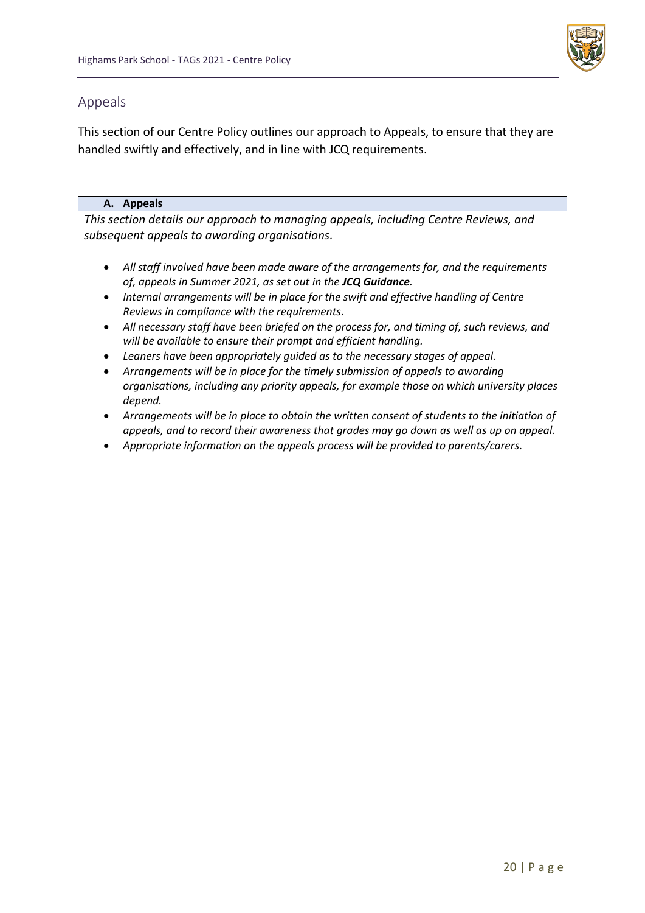## Appeals

This section of our Centre Policy outlines our approach to Appeals, to ensure that they are handled swiftly and effectively, and in line with JCQ requirements.

### A. Appeals

*This section details our approach to managing appeals, including Centre Reviews, and subsequent appeals to awarding organisations.*

- *All staff involved have been made aware of the arrangements for, and the requirements of, appeals in Summer 2021, as set out in the **JCQ Guidance**.*
- *Internal arrangements will be in place for the swift and effective handling of Centre Reviews in compliance with the requirements.*
- *All necessary staff have been briefed on the process for, and timing of, such reviews, and will be available to ensure their prompt and efficient handling.*
- *Leaners have been appropriately guided as to the necessary stages of appeal.*
- *Arrangements will be in place for the timely submission of appeals to awarding organisations, including any priority appeals, for example those on which university places depend.*
- *Arrangements will be in place to obtain the written consent of students to the initiation of appeals, and to record their awareness that grades may go down as well as up on appeal.*
- *Appropriate information on the appeals process will be provided to parents/carers.*